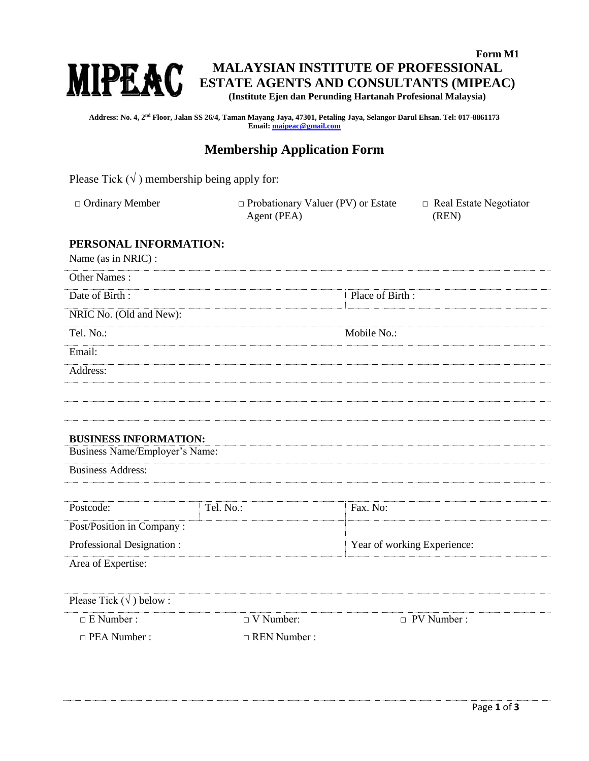Form M1

**MIPEAC**

# MALAYSIAN INSTITUTE OF PROFESSIONAL ESTATE AGENTS AND CONSULTANTS (MIPEAC)

**(Institute Ejen dan Perunding Hartanah Profesional Malaysia)**

**Address: No. 4, 2nd Floor, Jalan SS 26/4, Taman Mayang Jaya, 47301, Petaling Jaya, Selangor Darul Ehsan. Tel: 017-8861173**
**Email: maipeac@gmail.com**

## Membership Application Form

Please Tick (√ ) membership being apply for:

□ Ordinary Member

□ Probationary Valuer (PV) or Estate Agent (PEA)

□ Real Estate Negotiator (REN)

### PERSONAL INFORMATION:

Name (as in NRIC) :

Other Names :

| Date of Birth : | Place of Birth : |
|---|---|

NRIC No. (Old and New):

| Tel. No.: | Mobile No.: |
|---|---|

Email:

Address:

### BUSINESS INFORMATION:

Business Name/Employer's Name:

Business Address:

| Postcode: | Tel. No.: | Fax. No: |
|---|---|---|

| Post/Position in Company : | |
|---|---|
| Professional Designation : | Year of working Experience: |

Area of Expertise:

Please Tick (√ ) below :

□ E Number :

□ V Number:

□ PV Number :

□ PEA Number :

□ REN Number :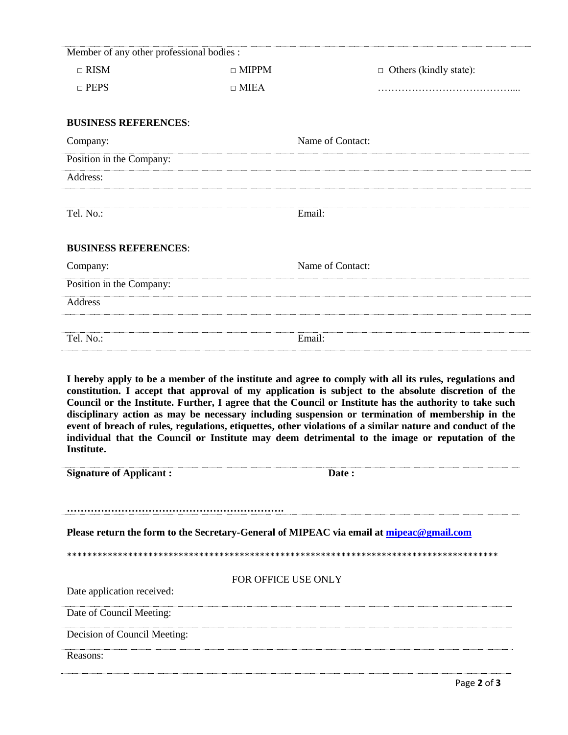Member of any other professional bodies :

| | | |
|---|---|---|
| □ RISM | □ MIPPM | □ Others (kindly state): |
| □ PEPS | □ MIEA | ………………………………….... |

**BUSINESS REFERENCES**:

Company: Name of Contact:

Position in the Company:

Address:

Tel. No.: Email:

**BUSINESS REFERENCES**:

Company: Name of Contact:

Position in the Company:

Address

Tel. No.: Email:

**I hereby apply to be a member of the institute and agree to comply with all its rules, regulations and constitution. I accept that approval of my application is subject to the absolute discretion of the Council or the Institute. Further, I agree that the Council or Institute has the authority to take such disciplinary action as may be necessary including suspension or termination of membership in the event of breach of rules, regulations, etiquettes, other violations of a similar nature and conduct of the individual that the Council or Institute may deem detrimental to the image or reputation of the Institute.**

**Signature of Applicant :** **Date :**

**……………………………………………………….**

**Please return the form to the Secretary-General of MIPEAC via email at [mipeac@gmail.com](mailto:mipeac@gmail.com)**

\*\*\*\*\*\*\*\*\*\*\*\*\*\*\*\*\*\*\*\*\*\*\*\*\*\*\*\*\*\*\*\*\*\*\*\*\*\*\*\*\*\*\*\*\*\*\*\*\*\*\*\*\*\*\*\*\*\*\*\*\*\*\*\*\*\*\*\*\*\*\*\*\*\*\*\*\*\*\*\*\*\*\*\*\*\*

FOR OFFICE USE ONLY

Date application received:

Date of Council Meeting:

Decision of Council Meeting:

Reasons: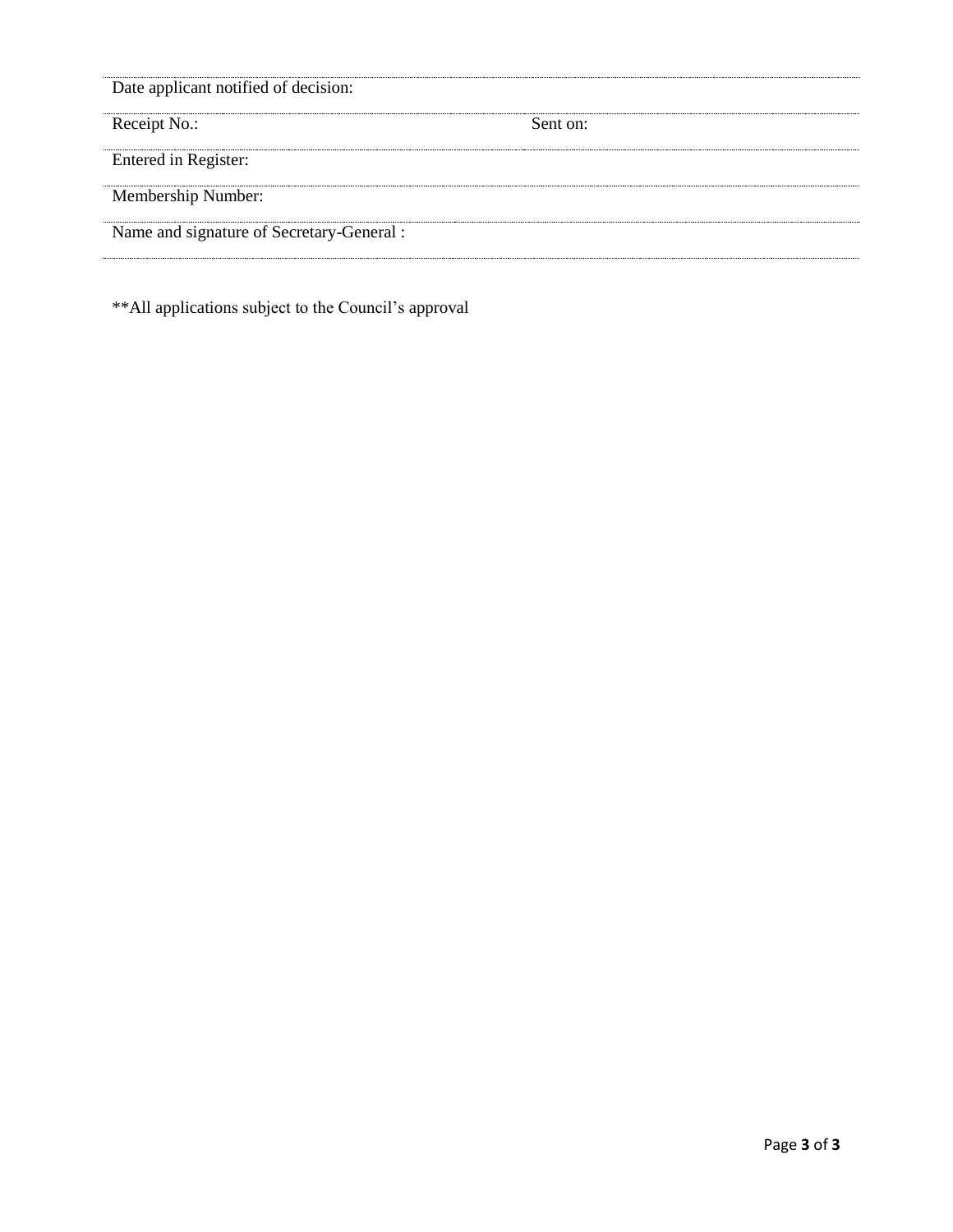Date applicant notified of decision:

Receipt No.: Sent on:

Entered in Register:

Membership Number:

Name and signature of Secretary-General :

**All applications subject to the Council's approval